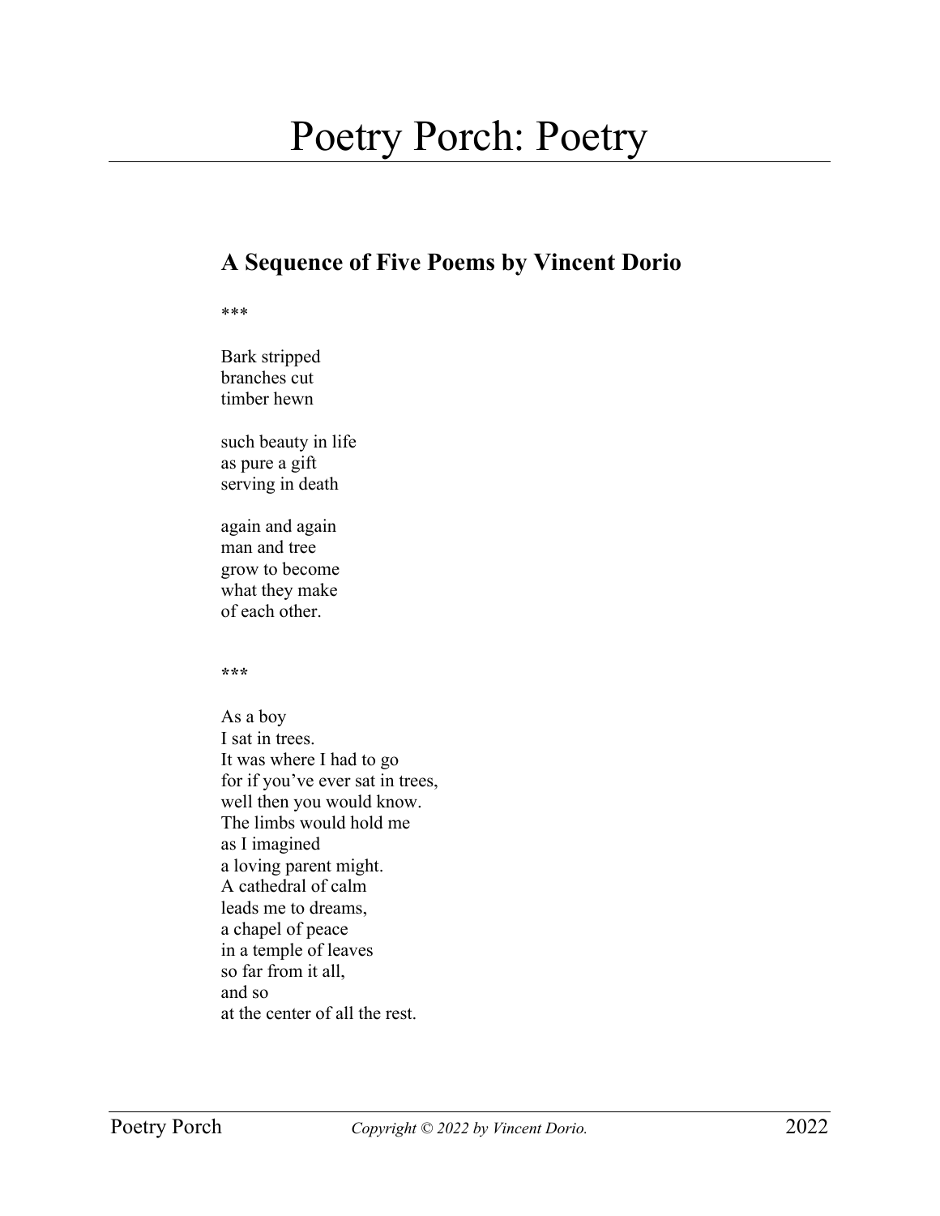# Poetry Porch: Poetry

## A Sequence of Five Poems by Vincent Dorio

***

Bark stripped  
branches cut  
timber hewn

such beauty in life  
as pure a gift  
serving in death

again and again  
man and tree  
grow to become  
what they make  
of each other.

***

As a boy  
I sat in trees.  
It was where I had to go  
for if you've ever sat in trees,  
well then you would know.  
The limbs would hold me  
as I imagined  
a loving parent might.  
A cathedral of calm  
leads me to dreams,  
a chapel of peace  
in a temple of leaves  
so far from it all,  
and so  
at the center of all the rest.

*Copyright © 2022 by Vincent Dorio.*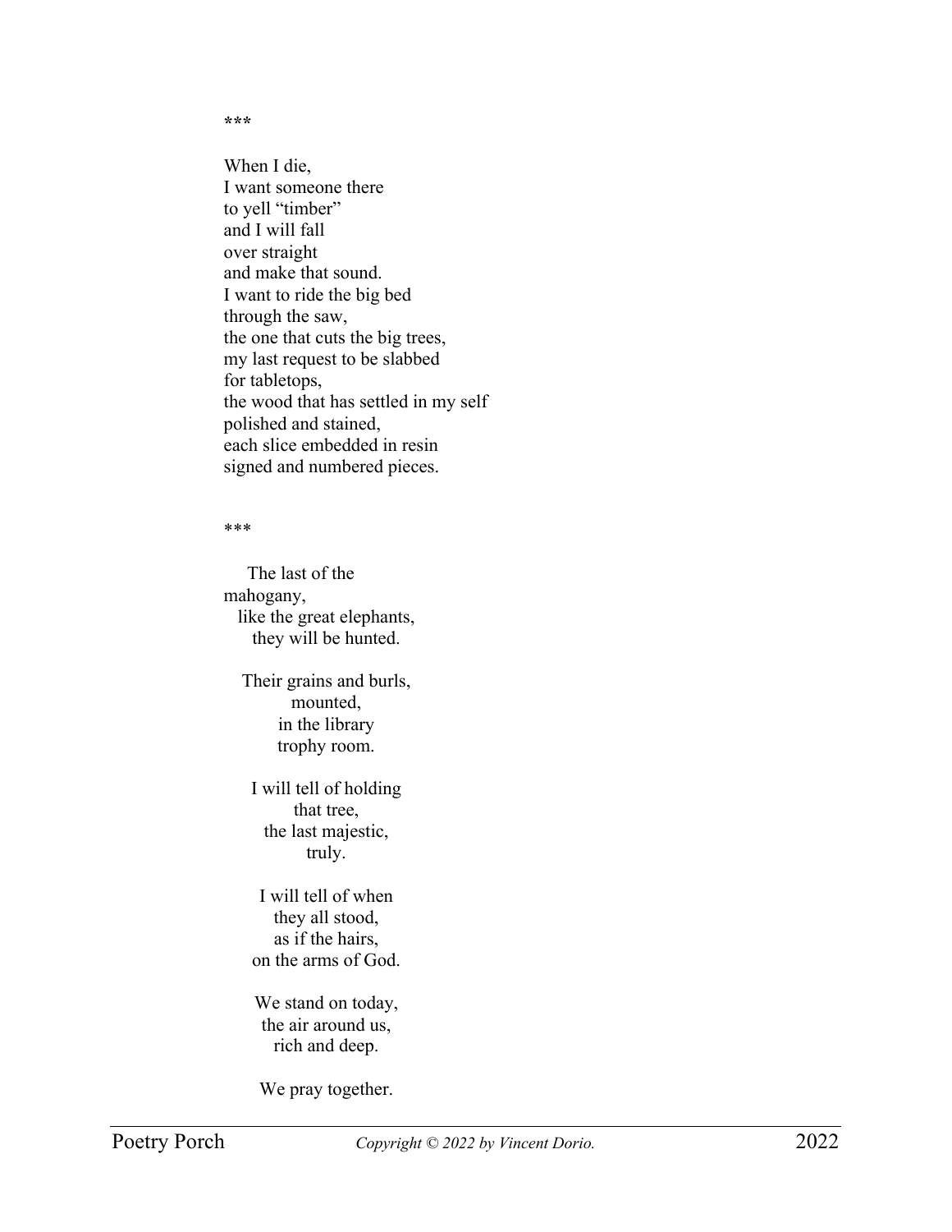\*\*\*

When I die,  
I want someone there  
to yell “timber”  
and I will fall  
over straight  
and make that sound.  
I want to ride the big bed  
through the saw,  
the one that cuts the big trees,  
my last request to be slabbed  
for tabletops,  
the wood that has settled in my self  
polished and stained,  
each slice embedded in resin  
signed and numbered pieces.

\*\*\*

The last of the  
mahogany,  
like the great elephants,  
they will be hunted.

Their grains and burls,  
mounted,  
in the library  
trophy room.

I will tell of holding  
that tree,  
the last majestic,  
truly.

I will tell of when  
they all stood,  
as if the hairs,  
on the arms of God.

We stand on today,  
the air around us,  
rich and deep.

We pray together.

*Copyright © 2022 by Vincent Dorio.*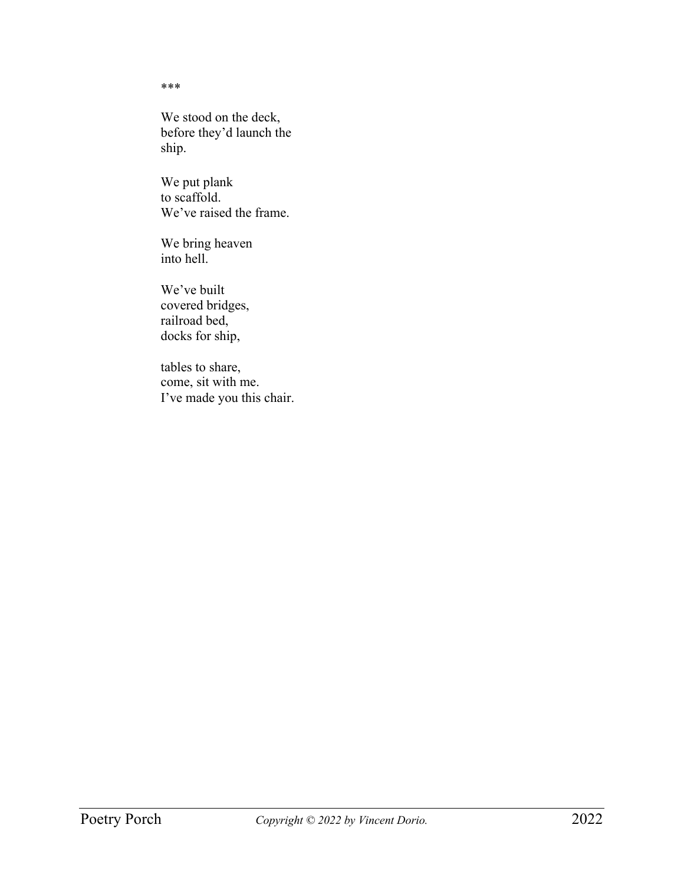***

We stood on the deck,
before they'd launch the
ship.

We put plank
to scaffold.
We've raised the frame.

We bring heaven
into hell.

We've built
covered bridges,
railroad bed,
docks for ship,

tables to share,
come, sit with me.
I've made you this chair.